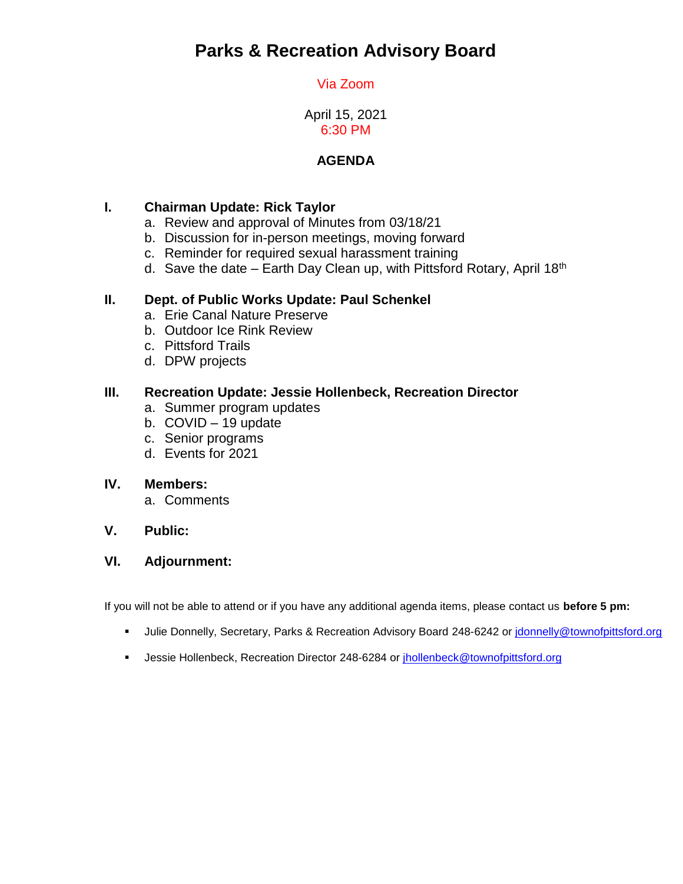# Parks & Recreation Advisory Board

Via Zoom

April 15, 2021
6:30 PM

**AGENDA**

**I. Chairman Update: Rick Taylor**
   a. Review and approval of Minutes from 03/18/21
   b. Discussion for in-person meetings, moving forward
   c. Reminder for required sexual harassment training
   d. Save the date – Earth Day Clean up, with Pittsford Rotary, April 18th

**II. Dept. of Public Works Update: Paul Schenkel**
   a. Erie Canal Nature Preserve
   b. Outdoor Ice Rink Review
   c. Pittsford Trails
   d. DPW projects

**III. Recreation Update: Jessie Hollenbeck, Recreation Director**
   a. Summer program updates
   b. COVID – 19 update
   c. Senior programs
   d. Events for 2021

**IV. Members:**
   a. Comments

**V. Public:**

**VI. Adjournment:**

If you will not be able to attend or if you have any additional agenda items, please contact us **before 5 pm:**

- Julie Donnelly, Secretary, Parks & Recreation Advisory Board 248-6242 or jdonnelly@townofpittsford.org
- Jessie Hollenbeck, Recreation Director 248-6284 or jhollenbeck@townofpittsford.org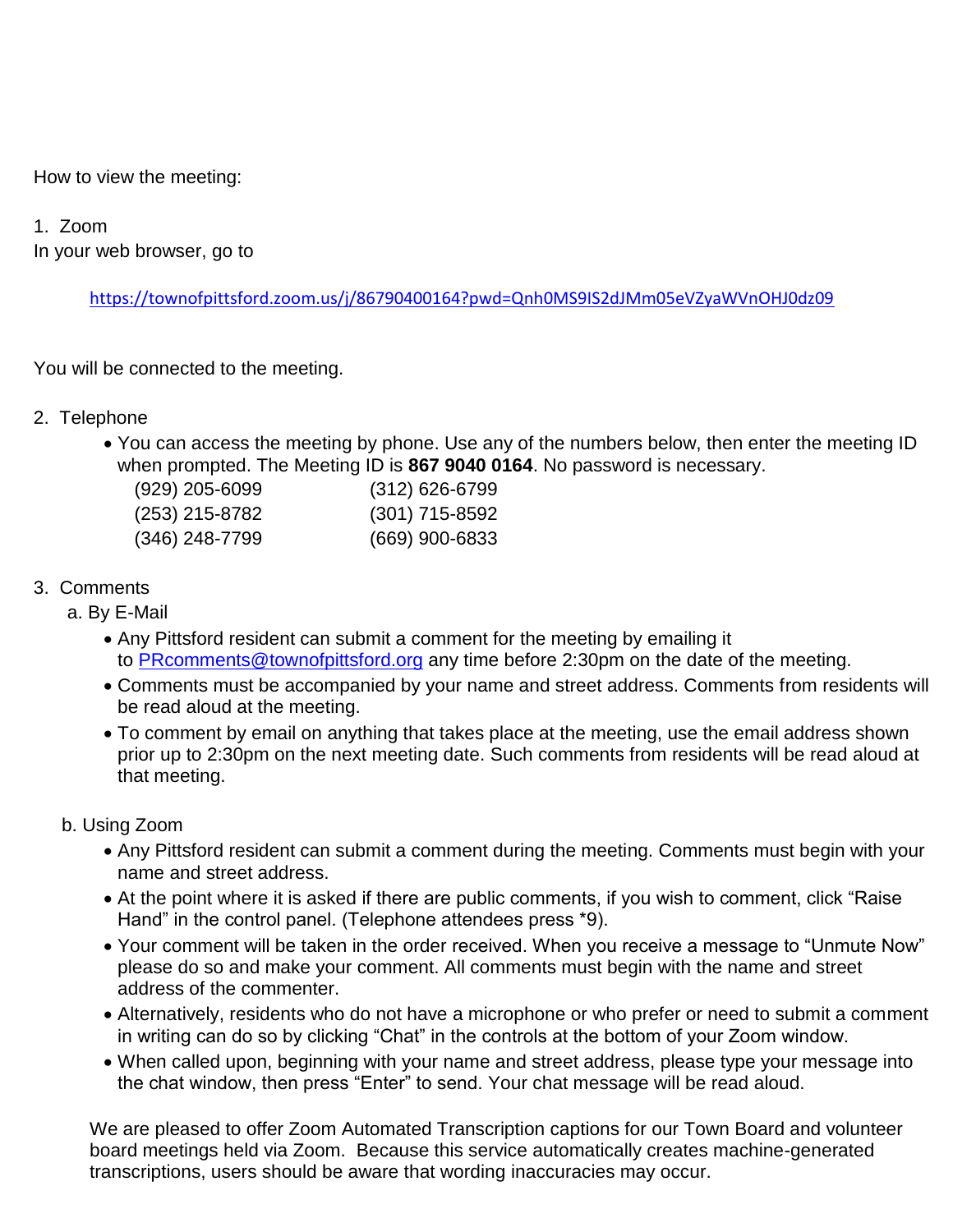How to view the meeting:

1. Zoom

In your web browser, go to

https://townofpittsford.zoom.us/j/86790400164?pwd=Qnh0MS9IS2dJMm05eVZyaWVnOHJ0dz09

You will be connected to the meeting.

2. Telephone
   - You can access the meeting by phone. Use any of the numbers below, then enter the meeting ID when prompted. The Meeting ID is **867 9040 0164**. No password is necessary.

| | |
|---|---|
| (929) 205-6099 | (312) 626-6799 |
| (253) 215-8782 | (301) 715-8592 |
| (346) 248-7799 | (669) 900-6833 |

3. Comments

   a. By E-Mail
   - Any Pittsford resident can submit a comment for the meeting by emailing it to PRcomments@townofpittsford.org any time before 2:30pm on the date of the meeting.
   - Comments must be accompanied by your name and street address. Comments from residents will be read aloud at the meeting.
   - To comment by email on anything that takes place at the meeting, use the email address shown prior up to 2:30pm on the next meeting date. Such comments from residents will be read aloud at that meeting.

   b. Using Zoom
   - Any Pittsford resident can submit a comment during the meeting. Comments must begin with your name and street address.
   - At the point where it is asked if there are public comments, if you wish to comment, click "Raise Hand" in the control panel. (Telephone attendees press *9).
   - Your comment will be taken in the order received. When you receive a message to "Unmute Now" please do so and make your comment. All comments must begin with the name and street address of the commenter.
   - Alternatively, residents who do not have a microphone or who prefer or need to submit a comment in writing can do so by clicking "Chat" in the controls at the bottom of your Zoom window.
   - When called upon, beginning with your name and street address, please type your message into the chat window, then press "Enter" to send. Your chat message will be read aloud.

We are pleased to offer Zoom Automated Transcription captions for our Town Board and volunteer board meetings held via Zoom. Because this service automatically creates machine-generated transcriptions, users should be aware that wording inaccuracies may occur.